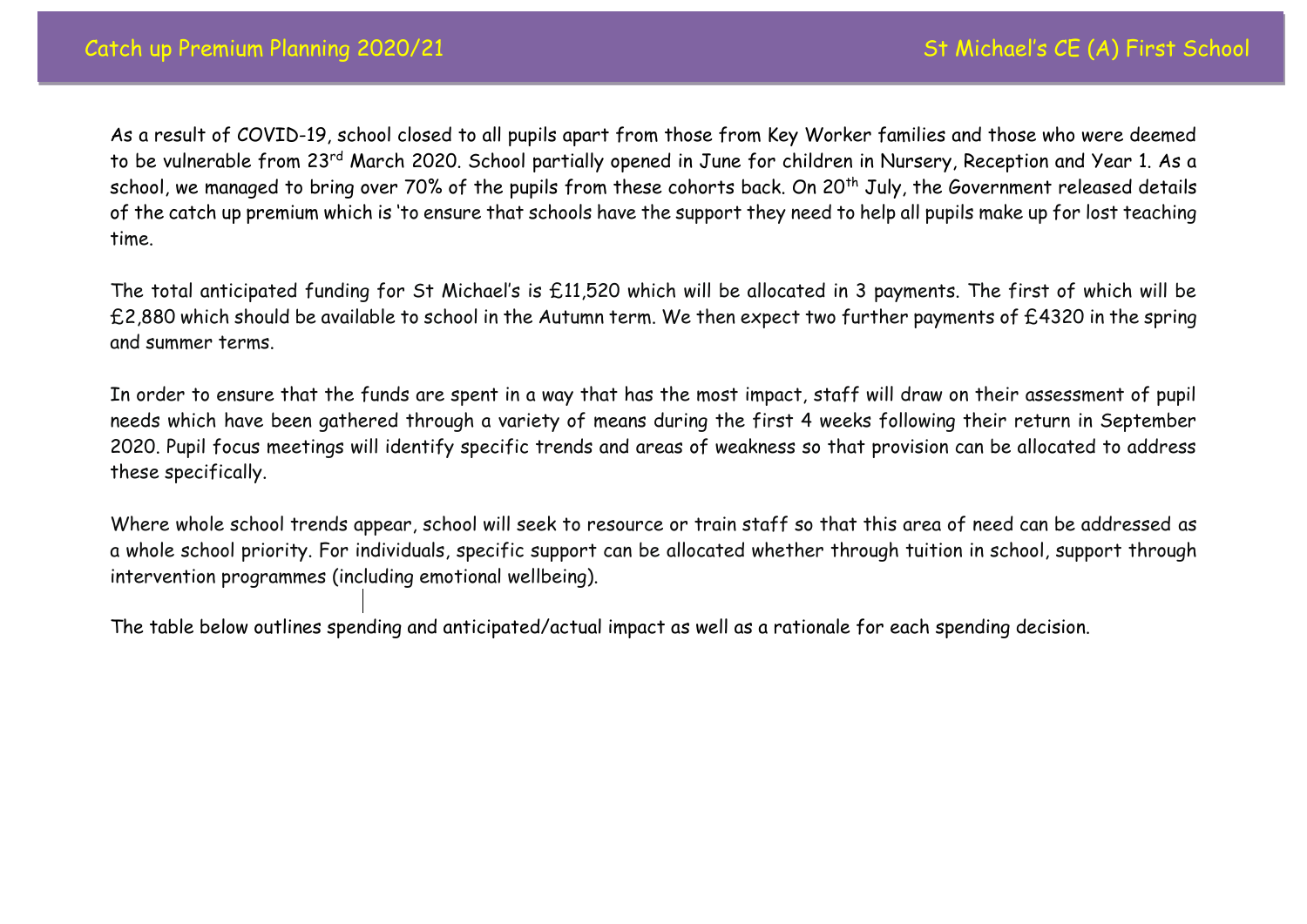# Catch up Premium Planning 2020/21

## St Michael's CE (A) First School

As a result of COVID-19, school closed to all pupils apart from those from Key Worker families and those who were deemed to be vulnerable from 23rd March 2020. School partially opened in June for children in Nursery, Reception and Year 1. As a school, we managed to bring over 70% of the pupils from these cohorts back. On 20th July, the Government released details of the catch up premium which is 'to ensure that schools have the support they need to help all pupils make up for lost teaching time.

The total anticipated funding for St Michael's is £11,520 which will be allocated in 3 payments. The first of which will be £2,880 which should be available to school in the Autumn term. We then expect two further payments of £4320 in the spring and summer terms.

In order to ensure that the funds are spent in a way that has the most impact, staff will draw on their assessment of pupil needs which have been gathered through a variety of means during the first 4 weeks following their return in September 2020. Pupil focus meetings will identify specific trends and areas of weakness so that provision can be allocated to address these specifically.

Where whole school trends appear, school will seek to resource or train staff so that this area of need can be addressed as a whole school priority. For individuals, specific support can be allocated whether through tuition in school, support through intervention programmes (including emotional wellbeing).

The table below outlines spending and anticipated/actual impact as well as a rationale for each spending decision.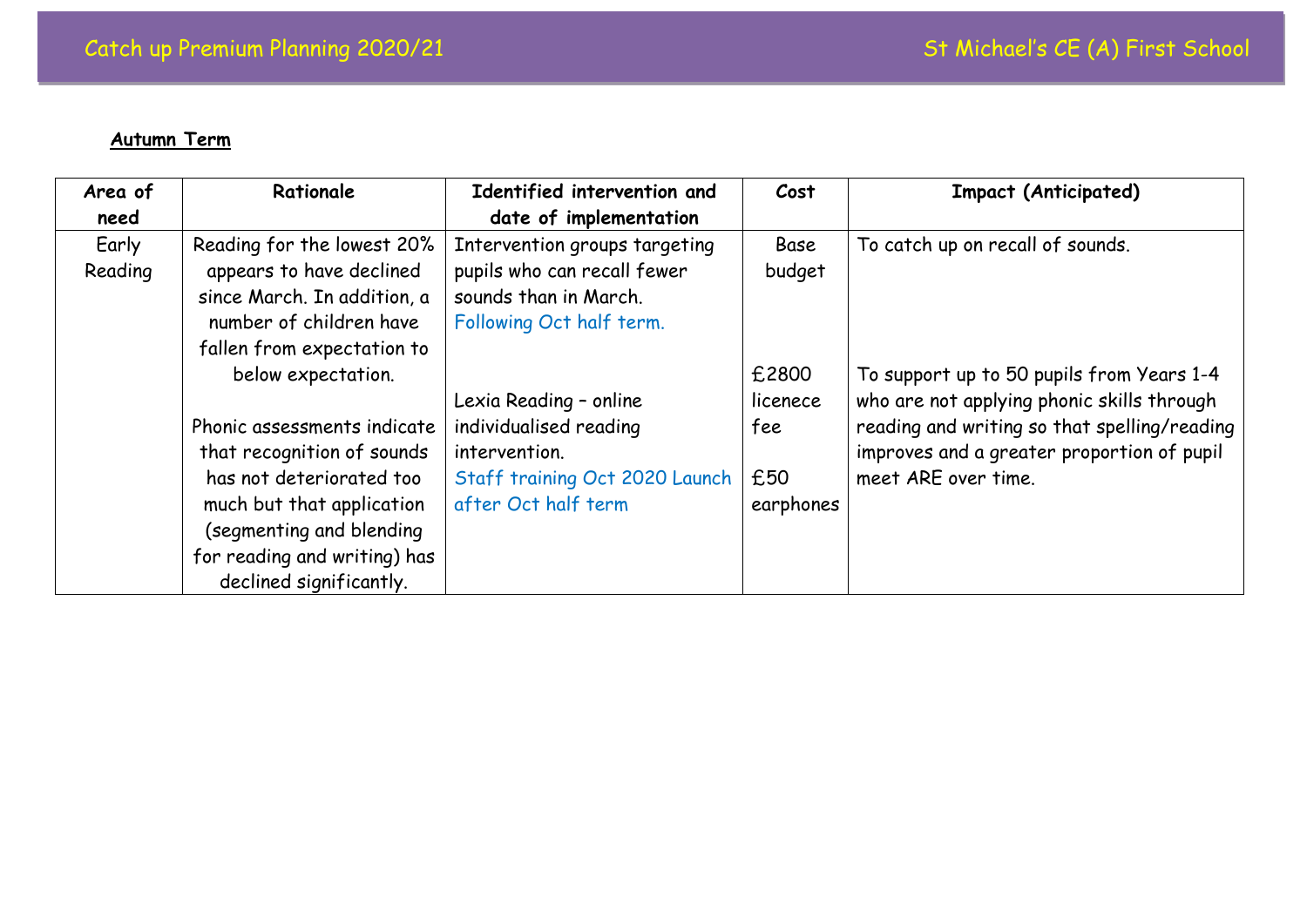**Autumn Term**

| Area of need | Rationale | Identified intervention and date of implementation | Cost | Impact (Anticipated) |
| --- | --- | --- | --- | --- |
| Early Reading | Reading for the lowest 20% appears to have declined since March. In addition, a number of children have fallen from expectation to below expectation.<br><br>Phonic assessments indicate that recognition of sounds has not deteriorated too much but that application (segmenting and blending for reading and writing) has declined significantly. | Intervention groups targeting pupils who can recall fewer sounds than in March.<br>Following Oct half term.<br><br>Lexia Reading – online individualised reading intervention.<br>Staff training Oct 2020 Launch after Oct half term | Base budget<br><br>£2800 licenece fee<br><br>£50 earphones | To catch up on recall of sounds.<br><br>To support up to 50 pupils from Years 1-4 who are not applying phonic skills through reading and writing so that spelling/reading improves and a greater proportion of pupil meet ARE over time. |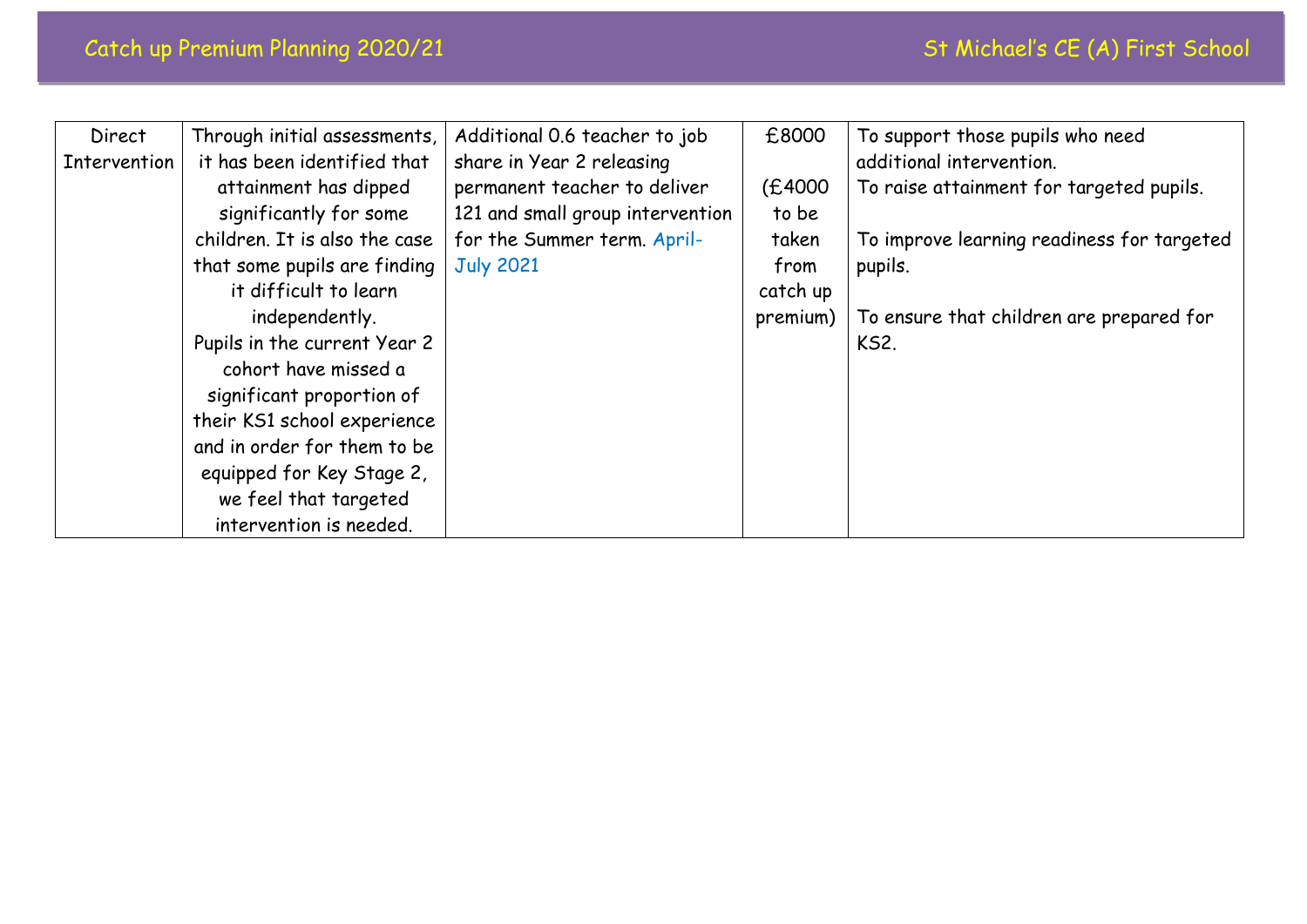| | | | | |
|---|---|---|---|---|
| Direct Intervention | Through initial assessments, it has been identified that attainment has dipped significantly for some children. It is also the case that some pupils are finding it difficult to learn independently.<br>Pupils in the current Year 2 cohort have missed a significant proportion of their KS1 school experience and in order for them to be equipped for Key Stage 2, we feel that targeted intervention is needed. | Additional 0.6 teacher to job share in Year 2 releasing permanent teacher to deliver 121 and small group intervention for the Summer term. April-July 2021 | £8000<br><br>(£4000 to be taken from catch up premium) | To support those pupils who need additional intervention.<br>To raise attainment for targeted pupils.<br><br>To improve learning readiness for targeted pupils.<br><br>To ensure that children are prepared for KS2. |